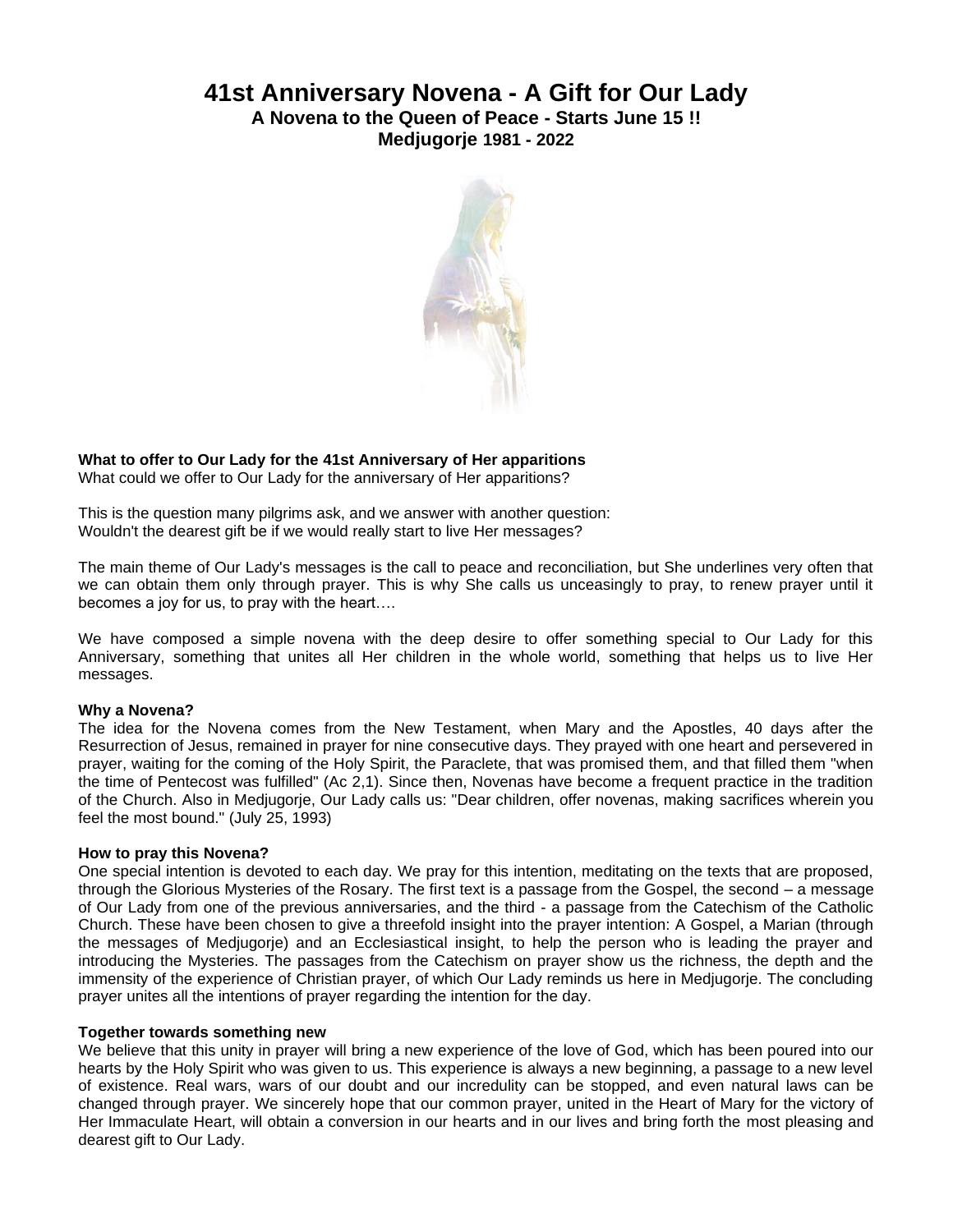# 41st Anniversary Novena - A Gift for Our Lady

**A Novena to the Queen of Peace - Starts June 15 !!**

**Medjugorje 1981 - 2022**

**What to offer to Our Lady for the 41st Anniversary of Her apparitions**

What could we offer to Our Lady for the anniversary of Her apparitions?

This is the question many pilgrims ask, and we answer with another question:
Wouldn't the dearest gift be if we would really start to live Her messages?

The main theme of Our Lady's messages is the call to peace and reconciliation, but She underlines very often that we can obtain them only through prayer. This is why She calls us unceasingly to pray, to renew prayer until it becomes a joy for us, to pray with the heart….

We have composed a simple novena with the deep desire to offer something special to Our Lady for this Anniversary, something that unites all Her children in the whole world, something that helps us to live Her messages.

**Why a Novena?**

The idea for the Novena comes from the New Testament, when Mary and the Apostles, 40 days after the Resurrection of Jesus, remained in prayer for nine consecutive days. They prayed with one heart and persevered in prayer, waiting for the coming of the Holy Spirit, the Paraclete, that was promised them, and that filled them "when the time of Pentecost was fulfilled" (Ac 2,1). Since then, Novenas have become a frequent practice in the tradition of the Church. Also in Medjugorje, Our Lady calls us: "Dear children, offer novenas, making sacrifices wherein you feel the most bound." (July 25, 1993)

**How to pray this Novena?**

One special intention is devoted to each day. We pray for this intention, meditating on the texts that are proposed, through the Glorious Mysteries of the Rosary. The first text is a passage from the Gospel, the second – a message of Our Lady from one of the previous anniversaries, and the third - a passage from the Catechism of the Catholic Church. These have been chosen to give a threefold insight into the prayer intention: A Gospel, a Marian (through the messages of Medjugorje) and an Ecclesiastical insight, to help the person who is leading the prayer and introducing the Mysteries. The passages from the Catechism on prayer show us the richness, the depth and the immensity of the experience of Christian prayer, of which Our Lady reminds us here in Medjugorje. The concluding prayer unites all the intentions of prayer regarding the intention for the day.

**Together towards something new**

We believe that this unity in prayer will bring a new experience of the love of God, which has been poured into our hearts by the Holy Spirit who was given to us. This experience is always a new beginning, a passage to a new level of existence. Real wars, wars of our doubt and our incredulity can be stopped, and even natural laws can be changed through prayer. We sincerely hope that our common prayer, united in the Heart of Mary for the victory of Her Immaculate Heart, will obtain a conversion in our hearts and in our lives and bring forth the most pleasing and dearest gift to Our Lady.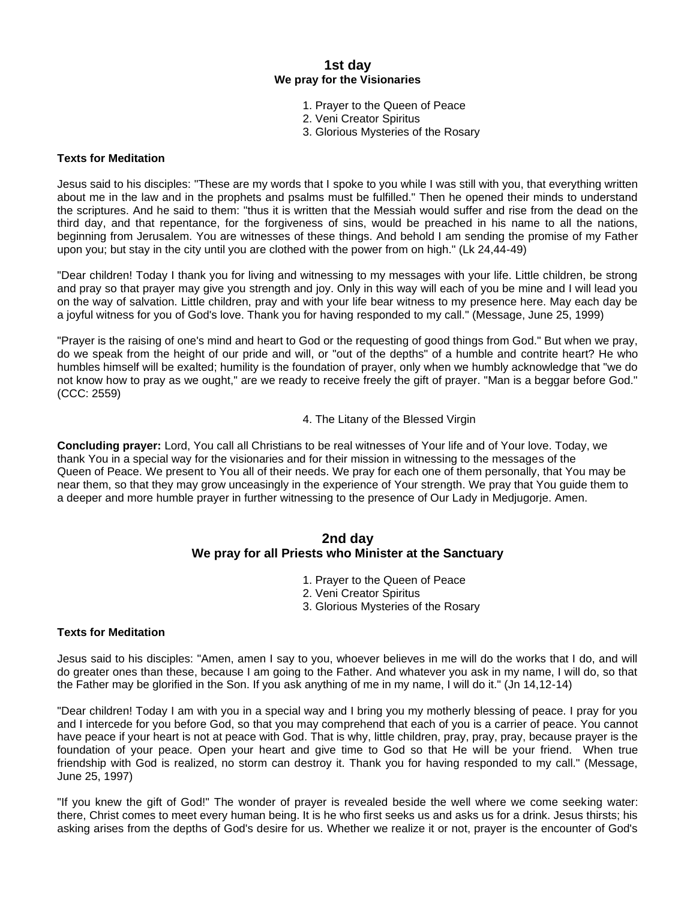## 1st day
### We pray for the Visionaries

1. Prayer to the Queen of Peace
2. Veni Creator Spiritus
3. Glorious Mysteries of the Rosary

**Texts for Meditation**

Jesus said to his disciples: "These are my words that I spoke to you while I was still with you, that everything written about me in the law and in the prophets and psalms must be fulfilled." Then he opened their minds to understand the scriptures. And he said to them: "thus it is written that the Messiah would suffer and rise from the dead on the third day, and that repentance, for the forgiveness of sins, would be preached in his name to all the nations, beginning from Jerusalem. You are witnesses of these things. And behold I am sending the promise of my Father upon you; but stay in the city until you are clothed with the power from on high." (Lk 24,44-49)

"Dear children! Today I thank you for living and witnessing to my messages with your life. Little children, be strong and pray so that prayer may give you strength and joy. Only in this way will each of you be mine and I will lead you on the way of salvation. Little children, pray and with your life bear witness to my presence here. May each day be a joyful witness for you of God's love. Thank you for having responded to my call." (Message, June 25, 1999)

"Prayer is the raising of one's mind and heart to God or the requesting of good things from God." But when we pray, do we speak from the height of our pride and will, or "out of the depths" of a humble and contrite heart? He who humbles himself will be exalted; humility is the foundation of prayer, only when we humbly acknowledge that "we do not know how to pray as we ought," are we ready to receive freely the gift of prayer. "Man is a beggar before God." (CCC: 2559)

4. The Litany of the Blessed Virgin

**Concluding prayer:** Lord, You call all Christians to be real witnesses of Your life and of Your love. Today, we thank You in a special way for the visionaries and for their mission in witnessing to the messages of the Queen of Peace. We present to You all of their needs. We pray for each one of them personally, that You may be near them, so that they may grow unceasingly in the experience of Your strength. We pray that You guide them to a deeper and more humble prayer in further witnessing to the presence of Our Lady in Medjugorje. Amen.

## 2nd day
### We pray for all Priests who Minister at the Sanctuary

1. Prayer to the Queen of Peace
2. Veni Creator Spiritus
3. Glorious Mysteries of the Rosary

**Texts for Meditation**

Jesus said to his disciples: "Amen, amen I say to you, whoever believes in me will do the works that I do, and will do greater ones than these, because I am going to the Father. And whatever you ask in my name, I will do, so that the Father may be glorified in the Son. If you ask anything of me in my name, I will do it." (Jn 14,12-14)

"Dear children! Today I am with you in a special way and I bring you my motherly blessing of peace. I pray for you and I intercede for you before God, so that you may comprehend that each of you is a carrier of peace. You cannot have peace if your heart is not at peace with God. That is why, little children, pray, pray, pray, because prayer is the foundation of your peace. Open your heart and give time to God so that He will be your friend. When true friendship with God is realized, no storm can destroy it. Thank you for having responded to my call." (Message, June 25, 1997)

"If you knew the gift of God!" The wonder of prayer is revealed beside the well where we come seeking water: there, Christ comes to meet every human being. It is he who first seeks us and asks us for a drink. Jesus thirsts; his asking arises from the depths of God's desire for us. Whether we realize it or not, prayer is the encounter of God's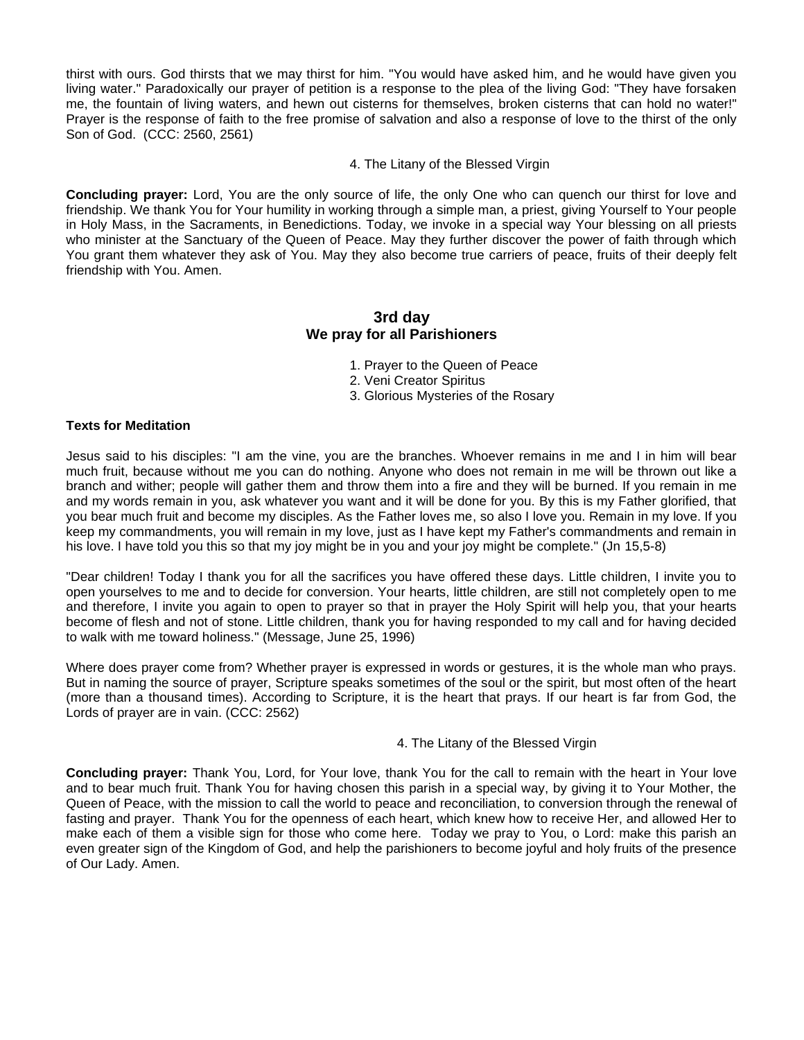thirst with ours. God thirsts that we may thirst for him. "You would have asked him, and he would have given you living water." Paradoxically our prayer of petition is a response to the plea of the living God: "They have forsaken me, the fountain of living waters, and hewn out cisterns for themselves, broken cisterns that can hold no water!" Prayer is the response of faith to the free promise of salvation and also a response of love to the thirst of the only Son of God. (CCC: 2560, 2561)

4. The Litany of the Blessed Virgin

**Concluding prayer:** Lord, You are the only source of life, the only One who can quench our thirst for love and friendship. We thank You for Your humility in working through a simple man, a priest, giving Yourself to Your people in Holy Mass, in the Sacraments, in Benedictions. Today, we invoke in a special way Your blessing on all priests who minister at the Sanctuary of the Queen of Peace. May they further discover the power of faith through which You grant them whatever they ask of You. May they also become true carriers of peace, fruits of their deeply felt friendship with You. Amen.

## 3rd day
## We pray for all Parishioners

1. Prayer to the Queen of Peace
2. Veni Creator Spiritus
3. Glorious Mysteries of the Rosary

**Texts for Meditation**

Jesus said to his disciples: "I am the vine, you are the branches. Whoever remains in me and I in him will bear much fruit, because without me you can do nothing. Anyone who does not remain in me will be thrown out like a branch and wither; people will gather them and throw them into a fire and they will be burned. If you remain in me and my words remain in you, ask whatever you want and it will be done for you. By this is my Father glorified, that you bear much fruit and become my disciples. As the Father loves me, so also I love you. Remain in my love. If you keep my commandments, you will remain in my love, just as I have kept my Father's commandments and remain in his love. I have told you this so that my joy might be in you and your joy might be complete." (Jn 15,5-8)

"Dear children! Today I thank you for all the sacrifices you have offered these days. Little children, I invite you to open yourselves to me and to decide for conversion. Your hearts, little children, are still not completely open to me and therefore, I invite you again to open to prayer so that in prayer the Holy Spirit will help you, that your hearts become of flesh and not of stone. Little children, thank you for having responded to my call and for having decided to walk with me toward holiness." (Message, June 25, 1996)

Where does prayer come from? Whether prayer is expressed in words or gestures, it is the whole man who prays. But in naming the source of prayer, Scripture speaks sometimes of the soul or the spirit, but most often of the heart (more than a thousand times). According to Scripture, it is the heart that prays. If our heart is far from God, the Lords of prayer are in vain. (CCC: 2562)

4. The Litany of the Blessed Virgin

**Concluding prayer:** Thank You, Lord, for Your love, thank You for the call to remain with the heart in Your love and to bear much fruit. Thank You for having chosen this parish in a special way, by giving it to Your Mother, the Queen of Peace, with the mission to call the world to peace and reconciliation, to conversion through the renewal of fasting and prayer. Thank You for the openness of each heart, which knew how to receive Her, and allowed Her to make each of them a visible sign for those who come here. Today we pray to You, o Lord: make this parish an even greater sign of the Kingdom of God, and help the parishioners to become joyful and holy fruits of the presence of Our Lady. Amen.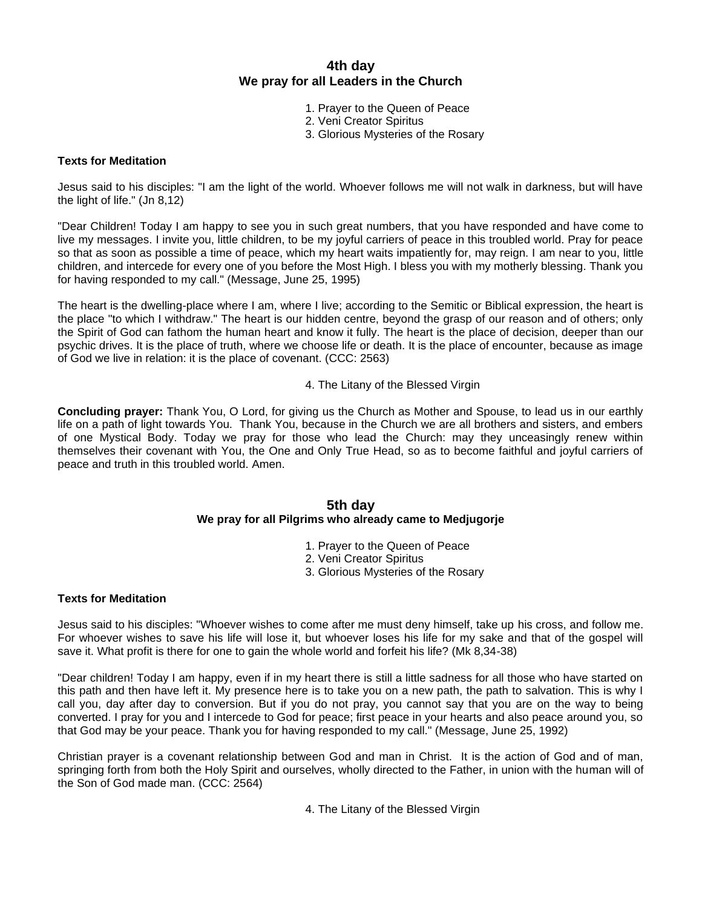## 4th day
### We pray for all Leaders in the Church

1. Prayer to the Queen of Peace
2. Veni Creator Spiritus
3. Glorious Mysteries of the Rosary

**Texts for Meditation**

Jesus said to his disciples: "I am the light of the world. Whoever follows me will not walk in darkness, but will have the light of life." (Jn 8,12)

"Dear Children! Today I am happy to see you in such great numbers, that you have responded and have come to live my messages. I invite you, little children, to be my joyful carriers of peace in this troubled world. Pray for peace so that as soon as possible a time of peace, which my heart waits impatiently for, may reign. I am near to you, little children, and intercede for every one of you before the Most High. I bless you with my motherly blessing. Thank you for having responded to my call." (Message, June 25, 1995)

The heart is the dwelling-place where I am, where I live; according to the Semitic or Biblical expression, the heart is the place "to which I withdraw." The heart is our hidden centre, beyond the grasp of our reason and of others; only the Spirit of God can fathom the human heart and know it fully. The heart is the place of decision, deeper than our psychic drives. It is the place of truth, where we choose life or death. It is the place of encounter, because as image of God we live in relation: it is the place of covenant. (CCC: 2563)

4. The Litany of the Blessed Virgin

**Concluding prayer:** Thank You, O Lord, for giving us the Church as Mother and Spouse, to lead us in our earthly life on a path of light towards You. Thank You, because in the Church we are all brothers and sisters, and embers of one Mystical Body. Today we pray for those who lead the Church: may they unceasingly renew within themselves their covenant with You, the One and Only True Head, so as to become faithful and joyful carriers of peace and truth in this troubled world. Amen.

## 5th day
### We pray for all Pilgrims who already came to Medjugorje

1. Prayer to the Queen of Peace
2. Veni Creator Spiritus
3. Glorious Mysteries of the Rosary

**Texts for Meditation**

Jesus said to his disciples: "Whoever wishes to come after me must deny himself, take up his cross, and follow me. For whoever wishes to save his life will lose it, but whoever loses his life for my sake and that of the gospel will save it. What profit is there for one to gain the whole world and forfeit his life? (Mk 8,34-38)

"Dear children! Today I am happy, even if in my heart there is still a little sadness for all those who have started on this path and then have left it. My presence here is to take you on a new path, the path to salvation. This is why I call you, day after day to conversion. But if you do not pray, you cannot say that you are on the way to being converted. I pray for you and I intercede to God for peace; first peace in your hearts and also peace around you, so that God may be your peace. Thank you for having responded to my call." (Message, June 25, 1992)

Christian prayer is a covenant relationship between God and man in Christ. It is the action of God and of man, springing forth from both the Holy Spirit and ourselves, wholly directed to the Father, in union with the human will of the Son of God made man. (CCC: 2564)

4. The Litany of the Blessed Virgin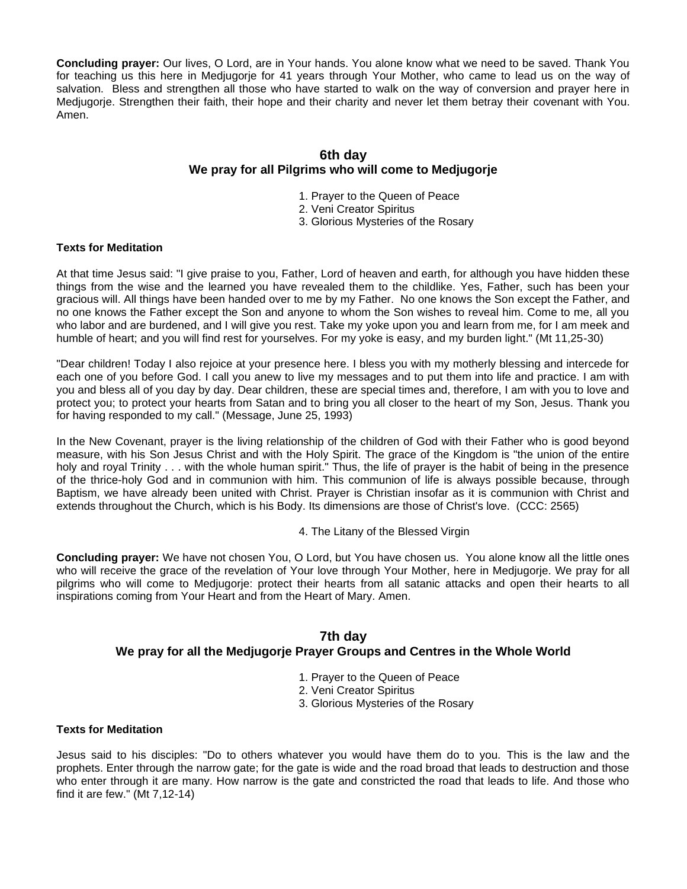**Concluding prayer:** Our lives, O Lord, are in Your hands. You alone know what we need to be saved. Thank You for teaching us this here in Medjugorje for 41 years through Your Mother, who came to lead us on the way of salvation. Bless and strengthen all those who have started to walk on the way of conversion and prayer here in Medjugorje. Strengthen their faith, their hope and their charity and never let them betray their covenant with You. Amen.

## 6th day
## We pray for all Pilgrims who will come to Medjugorje

1. Prayer to the Queen of Peace
2. Veni Creator Spiritus
3. Glorious Mysteries of the Rosary

**Texts for Meditation**

At that time Jesus said: "I give praise to you, Father, Lord of heaven and earth, for although you have hidden these things from the wise and the learned you have revealed them to the childlike. Yes, Father, such has been your gracious will. All things have been handed over to me by my Father. No one knows the Son except the Father, and no one knows the Father except the Son and anyone to whom the Son wishes to reveal him. Come to me, all you who labor and are burdened, and I will give you rest. Take my yoke upon you and learn from me, for I am meek and humble of heart; and you will find rest for yourselves. For my yoke is easy, and my burden light." (Mt 11,25-30)

"Dear children! Today I also rejoice at your presence here. I bless you with my motherly blessing and intercede for each one of you before God. I call you anew to live my messages and to put them into life and practice. I am with you and bless all of you day by day. Dear children, these are special times and, therefore, I am with you to love and protect you; to protect your hearts from Satan and to bring you all closer to the heart of my Son, Jesus. Thank you for having responded to my call." (Message, June 25, 1993)

In the New Covenant, prayer is the living relationship of the children of God with their Father who is good beyond measure, with his Son Jesus Christ and with the Holy Spirit. The grace of the Kingdom is "the union of the entire holy and royal Trinity . . . with the whole human spirit." Thus, the life of prayer is the habit of being in the presence of the thrice-holy God and in communion with him. This communion of life is always possible because, through Baptism, we have already been united with Christ. Prayer is Christian insofar as it is communion with Christ and extends throughout the Church, which is his Body. Its dimensions are those of Christ's love. (CCC: 2565)

4. The Litany of the Blessed Virgin

**Concluding prayer:** We have not chosen You, O Lord, but You have chosen us. You alone know all the little ones who will receive the grace of the revelation of Your love through Your Mother, here in Medjugorje. We pray for all pilgrims who will come to Medjugorje: protect their hearts from all satanic attacks and open their hearts to all inspirations coming from Your Heart and from the Heart of Mary. Amen.

## 7th day
## We pray for all the Medjugorje Prayer Groups and Centres in the Whole World

1. Prayer to the Queen of Peace
2. Veni Creator Spiritus
3. Glorious Mysteries of the Rosary

**Texts for Meditation**

Jesus said to his disciples: "Do to others whatever you would have them do to you. This is the law and the prophets. Enter through the narrow gate; for the gate is wide and the road broad that leads to destruction and those who enter through it are many. How narrow is the gate and constricted the road that leads to life. And those who find it are few." (Mt 7,12-14)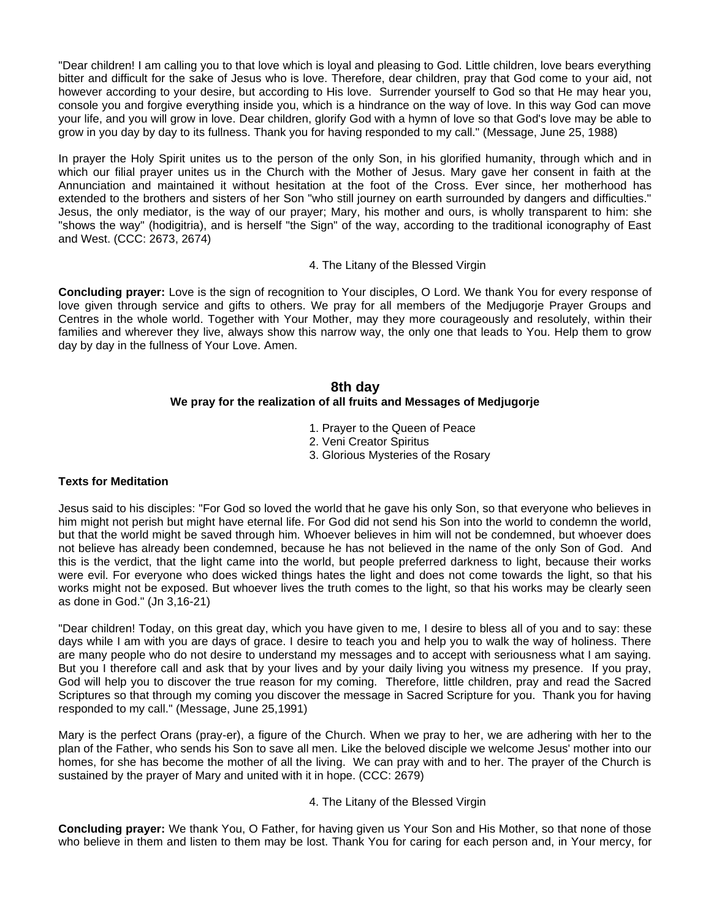"Dear children! I am calling you to that love which is loyal and pleasing to God. Little children, love bears everything bitter and difficult for the sake of Jesus who is love. Therefore, dear children, pray that God come to your aid, not however according to your desire, but according to His love. Surrender yourself to God so that He may hear you, console you and forgive everything inside you, which is a hindrance on the way of love. In this way God can move your life, and you will grow in love. Dear children, glorify God with a hymn of love so that God's love may be able to grow in you day by day to its fullness. Thank you for having responded to my call." (Message, June 25, 1988)

In prayer the Holy Spirit unites us to the person of the only Son, in his glorified humanity, through which and in which our filial prayer unites us in the Church with the Mother of Jesus. Mary gave her consent in faith at the Annunciation and maintained it without hesitation at the foot of the Cross. Ever since, her motherhood has extended to the brothers and sisters of her Son "who still journey on earth surrounded by dangers and difficulties." Jesus, the only mediator, is the way of our prayer; Mary, his mother and ours, is wholly transparent to him: she "shows the way" (hodigitria), and is herself "the Sign" of the way, according to the traditional iconography of East and West. (CCC: 2673, 2674)

4. The Litany of the Blessed Virgin

**Concluding prayer:** Love is the sign of recognition to Your disciples, O Lord. We thank You for every response of love given through service and gifts to others. We pray for all members of the Medjugorje Prayer Groups and Centres in the whole world. Together with Your Mother, may they more courageously and resolutely, within their families and wherever they live, always show this narrow way, the only one that leads to You. Help them to grow day by day in the fullness of Your Love. Amen.

## 8th day

### We pray for the realization of all fruits and Messages of Medjugorje

1. Prayer to the Queen of Peace
2. Veni Creator Spiritus
3. Glorious Mysteries of the Rosary

**Texts for Meditation**

Jesus said to his disciples: "For God so loved the world that he gave his only Son, so that everyone who believes in him might not perish but might have eternal life. For God did not send his Son into the world to condemn the world, but that the world might be saved through him. Whoever believes in him will not be condemned, but whoever does not believe has already been condemned, because he has not believed in the name of the only Son of God. And this is the verdict, that the light came into the world, but people preferred darkness to light, because their works were evil. For everyone who does wicked things hates the light and does not come towards the light, so that his works might not be exposed. But whoever lives the truth comes to the light, so that his works may be clearly seen as done in God." (Jn 3,16-21)

"Dear children! Today, on this great day, which you have given to me, I desire to bless all of you and to say: these days while I am with you are days of grace. I desire to teach you and help you to walk the way of holiness. There are many people who do not desire to understand my messages and to accept with seriousness what I am saying. But you I therefore call and ask that by your lives and by your daily living you witness my presence. If you pray, God will help you to discover the true reason for my coming. Therefore, little children, pray and read the Sacred Scriptures so that through my coming you discover the message in Sacred Scripture for you. Thank you for having responded to my call." (Message, June 25,1991)

Mary is the perfect Orans (pray-er), a figure of the Church. When we pray to her, we are adhering with her to the plan of the Father, who sends his Son to save all men. Like the beloved disciple we welcome Jesus' mother into our homes, for she has become the mother of all the living. We can pray with and to her. The prayer of the Church is sustained by the prayer of Mary and united with it in hope. (CCC: 2679)

4. The Litany of the Blessed Virgin

**Concluding prayer:** We thank You, O Father, for having given us Your Son and His Mother, so that none of those who believe in them and listen to them may be lost. Thank You for caring for each person and, in Your mercy, for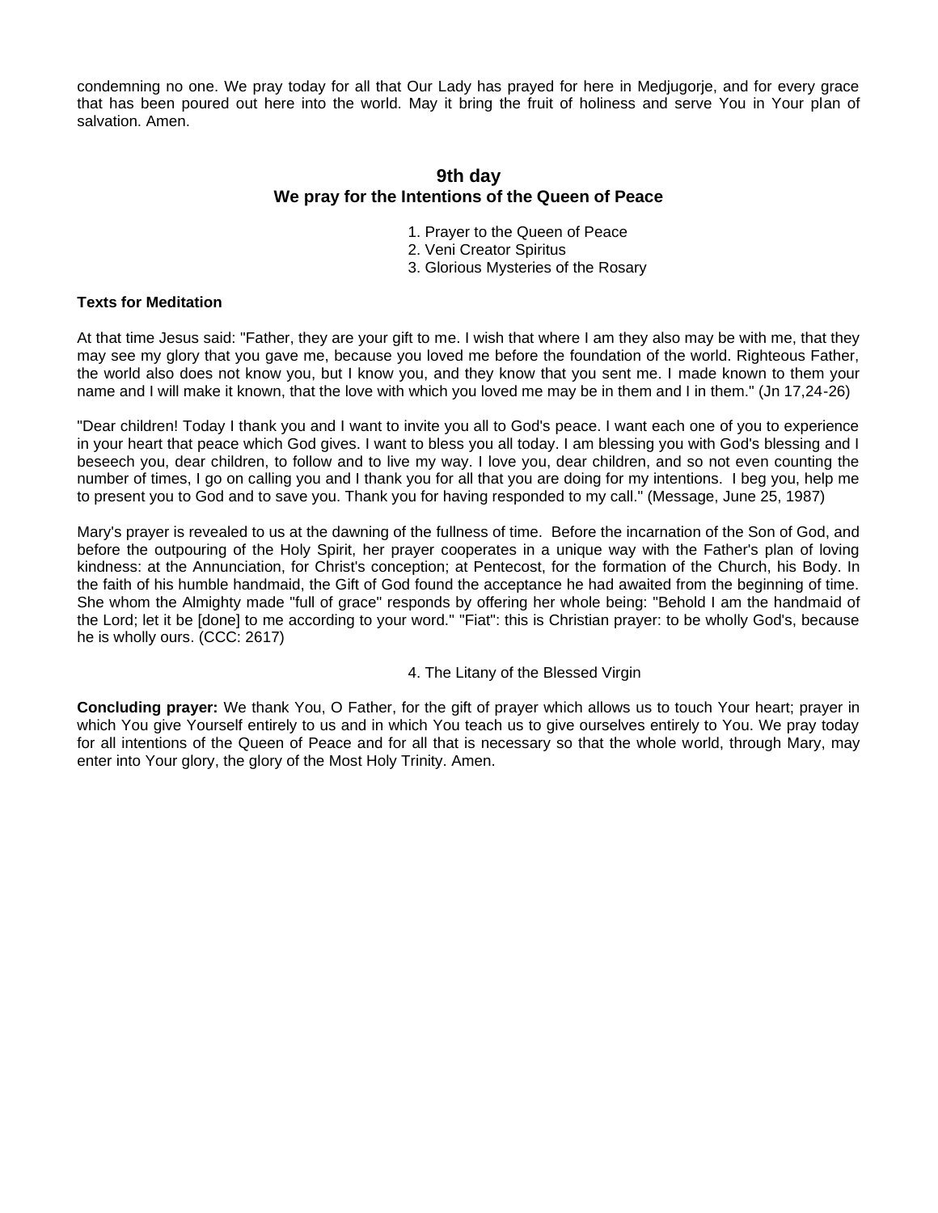condemning no one. We pray today for all that Our Lady has prayed for here in Medjugorje, and for every grace that has been poured out here into the world. May it bring the fruit of holiness and serve You in Your plan of salvation. Amen.

## 9th day
## We pray for the Intentions of the Queen of Peace

1. Prayer to the Queen of Peace
2. Veni Creator Spiritus
3. Glorious Mysteries of the Rosary

**Texts for Meditation**

At that time Jesus said: "Father, they are your gift to me. I wish that where I am they also may be with me, that they may see my glory that you gave me, because you loved me before the foundation of the world. Righteous Father, the world also does not know you, but I know you, and they know that you sent me. I made known to them your name and I will make it known, that the love with which you loved me may be in them and I in them." (Jn 17,24-26)

"Dear children! Today I thank you and I want to invite you all to God's peace. I want each one of you to experience in your heart that peace which God gives. I want to bless you all today. I am blessing you with God's blessing and I beseech you, dear children, to follow and to live my way. I love you, dear children, and so not even counting the number of times, I go on calling you and I thank you for all that you are doing for my intentions. I beg you, help me to present you to God and to save you. Thank you for having responded to my call." (Message, June 25, 1987)

Mary's prayer is revealed to us at the dawning of the fullness of time. Before the incarnation of the Son of God, and before the outpouring of the Holy Spirit, her prayer cooperates in a unique way with the Father's plan of loving kindness: at the Annunciation, for Christ's conception; at Pentecost, for the formation of the Church, his Body. In the faith of his humble handmaid, the Gift of God found the acceptance he had awaited from the beginning of time. She whom the Almighty made "full of grace" responds by offering her whole being: "Behold I am the handmaid of the Lord; let it be [done] to me according to your word." "Fiat": this is Christian prayer: to be wholly God's, because he is wholly ours. (CCC: 2617)

4. The Litany of the Blessed Virgin

**Concluding prayer:** We thank You, O Father, for the gift of prayer which allows us to touch Your heart; prayer in which You give Yourself entirely to us and in which You teach us to give ourselves entirely to You. We pray today for all intentions of the Queen of Peace and for all that is necessary so that the whole world, through Mary, may enter into Your glory, the glory of the Most Holy Trinity. Amen.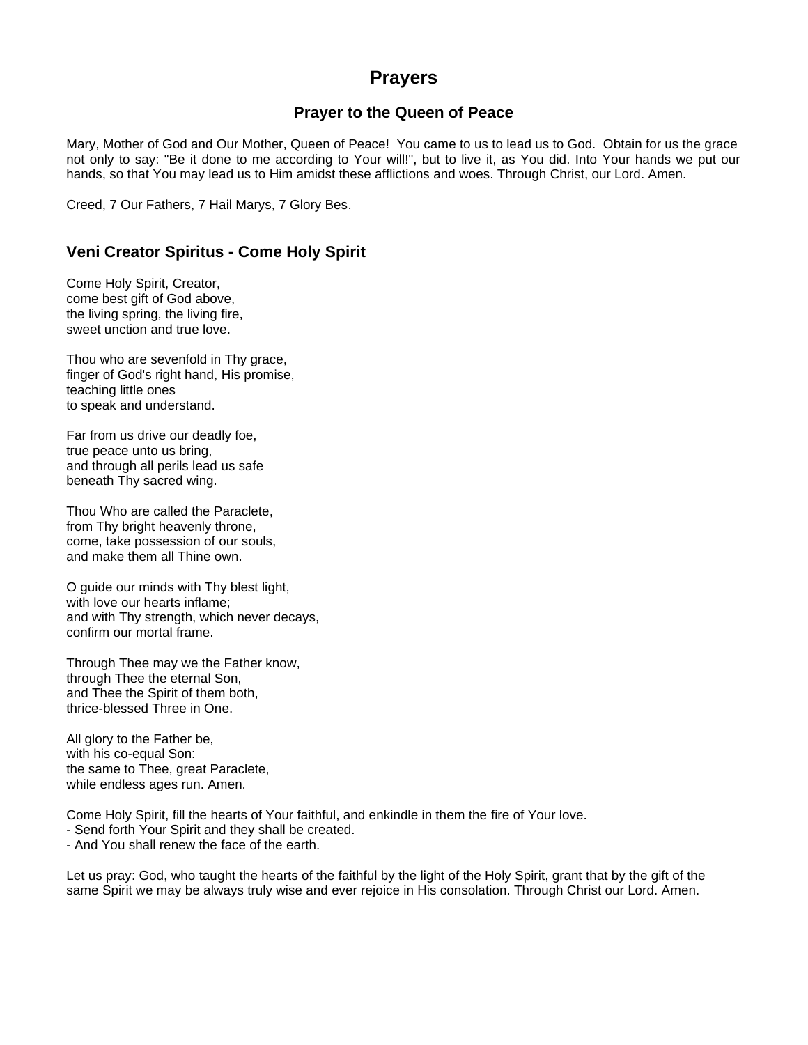# Prayers

## Prayer to the Queen of Peace

Mary, Mother of God and Our Mother, Queen of Peace! You came to us to lead us to God. Obtain for us the grace not only to say: "Be it done to me according to Your will!", but to live it, as You did. Into Your hands we put our hands, so that You may lead us to Him amidst these afflictions and woes. Through Christ, our Lord. Amen.

Creed, 7 Our Fathers, 7 Hail Marys, 7 Glory Bes.

## Veni Creator Spiritus - Come Holy Spirit

Come Holy Spirit, Creator,  
come best gift of God above,  
the living spring, the living fire,  
sweet unction and true love.

Thou who are sevenfold in Thy grace,  
finger of God's right hand, His promise,  
teaching little ones  
to speak and understand.

Far from us drive our deadly foe,  
true peace unto us bring,  
and through all perils lead us safe  
beneath Thy sacred wing.

Thou Who are called the Paraclete,  
from Thy bright heavenly throne,  
come, take possession of our souls,  
and make them all Thine own.

O guide our minds with Thy blest light,  
with love our hearts inflame;  
and with Thy strength, which never decays,  
confirm our mortal frame.

Through Thee may we the Father know,  
through Thee the eternal Son,  
and Thee the Spirit of them both,  
thrice-blessed Three in One.

All glory to the Father be,  
with his co-equal Son:  
the same to Thee, great Paraclete,  
while endless ages run. Amen.

Come Holy Spirit, fill the hearts of Your faithful, and enkindle in them the fire of Your love.  
- Send forth Your Spirit and they shall be created.  
- And You shall renew the face of the earth.

Let us pray: God, who taught the hearts of the faithful by the light of the Holy Spirit, grant that by the gift of the same Spirit we may be always truly wise and ever rejoice in His consolation. Through Christ our Lord. Amen.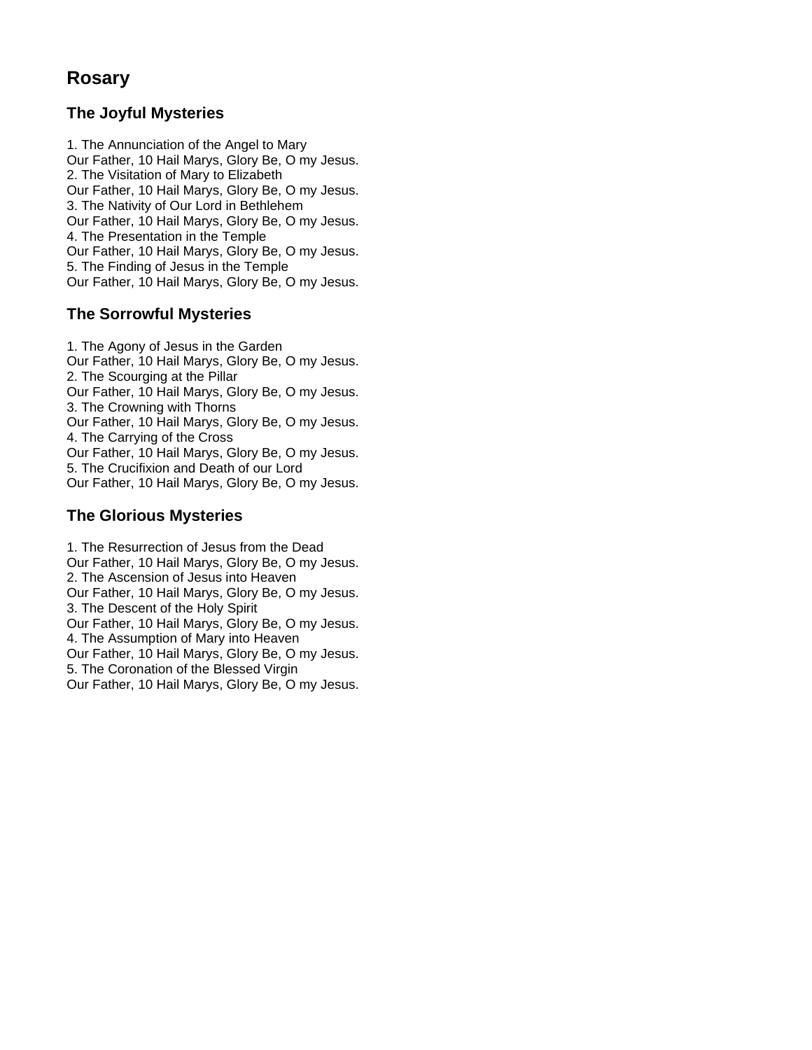## Rosary

### The Joyful Mysteries

1. The Annunciation of the Angel to Mary
Our Father, 10 Hail Marys, Glory Be, O my Jesus.
2. The Visitation of Mary to Elizabeth
Our Father, 10 Hail Marys, Glory Be, O my Jesus.
3. The Nativity of Our Lord in Bethlehem
Our Father, 10 Hail Marys, Glory Be, O my Jesus.
4. The Presentation in the Temple
Our Father, 10 Hail Marys, Glory Be, O my Jesus.
5. The Finding of Jesus in the Temple
Our Father, 10 Hail Marys, Glory Be, O my Jesus.

### The Sorrowful Mysteries

1. The Agony of Jesus in the Garden
Our Father, 10 Hail Marys, Glory Be, O my Jesus.
2. The Scourging at the Pillar
Our Father, 10 Hail Marys, Glory Be, O my Jesus.
3. The Crowning with Thorns
Our Father, 10 Hail Marys, Glory Be, O my Jesus.
4. The Carrying of the Cross
Our Father, 10 Hail Marys, Glory Be, O my Jesus.
5. The Crucifixion and Death of our Lord
Our Father, 10 Hail Marys, Glory Be, O my Jesus.

### The Glorious Mysteries

1. The Resurrection of Jesus from the Dead
Our Father, 10 Hail Marys, Glory Be, O my Jesus.
2. The Ascension of Jesus into Heaven
Our Father, 10 Hail Marys, Glory Be, O my Jesus.
3. The Descent of the Holy Spirit
Our Father, 10 Hail Marys, Glory Be, O my Jesus.
4. The Assumption of Mary into Heaven
Our Father, 10 Hail Marys, Glory Be, O my Jesus.
5. The Coronation of the Blessed Virgin
Our Father, 10 Hail Marys, Glory Be, O my Jesus.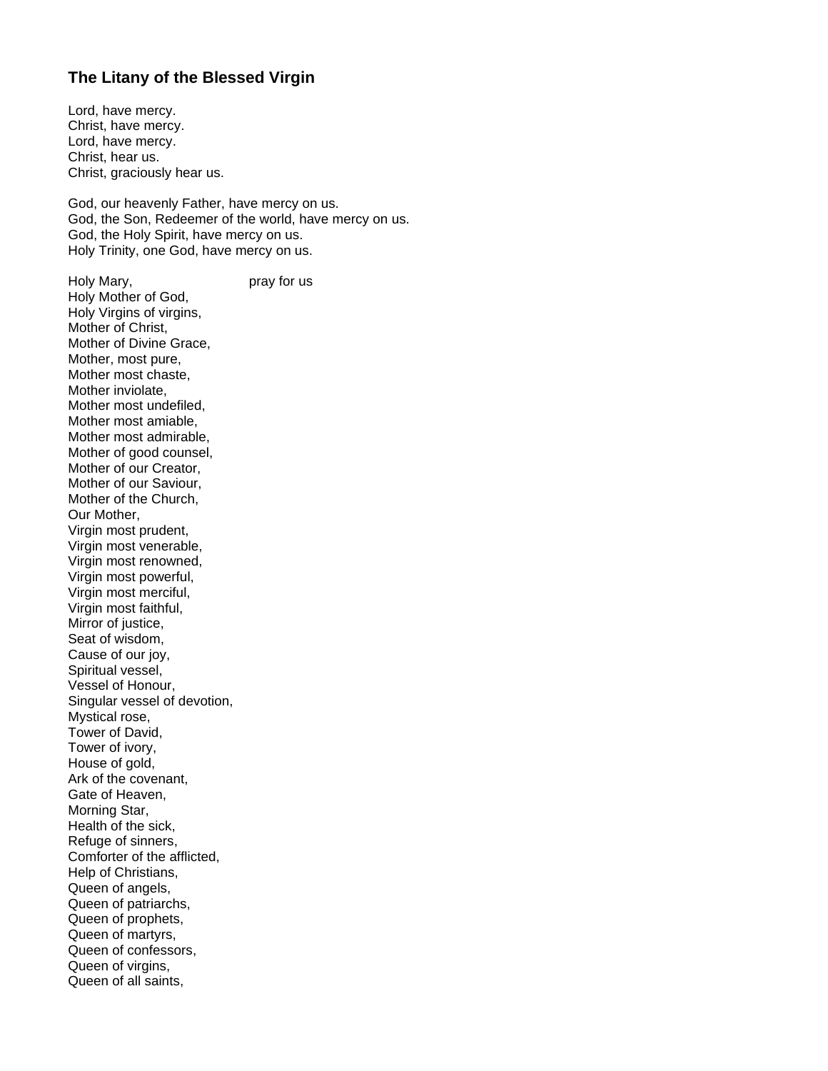### The Litany of the Blessed Virgin

Lord, have mercy.
Christ, have mercy.
Lord, have mercy.
Christ, hear us.
Christ, graciously hear us.

God, our heavenly Father, have mercy on us.
God, the Son, Redeemer of the world, have mercy on us.
God, the Holy Spirit, have mercy on us.
Holy Trinity, one God, have mercy on us.

Holy Mary, pray for us
Holy Mother of God,
Holy Virgins of virgins,
Mother of Christ,
Mother of Divine Grace,
Mother, most pure,
Mother most chaste,
Mother inviolate,
Mother most undefiled,
Mother most amiable,
Mother most admirable,
Mother of good counsel,
Mother of our Creator,
Mother of our Saviour,
Mother of the Church,
Our Mother,
Virgin most prudent,
Virgin most venerable,
Virgin most renowned,
Virgin most powerful,
Virgin most merciful,
Virgin most faithful,
Mirror of justice,
Seat of wisdom,
Cause of our joy,
Spiritual vessel,
Vessel of Honour,
Singular vessel of devotion,
Mystical rose,
Tower of David,
Tower of ivory,
House of gold,
Ark of the covenant,
Gate of Heaven,
Morning Star,
Health of the sick,
Refuge of sinners,
Comforter of the afflicted,
Help of Christians,
Queen of angels,
Queen of patriarchs,
Queen of prophets,
Queen of martyrs,
Queen of confessors,
Queen of virgins,
Queen of all saints,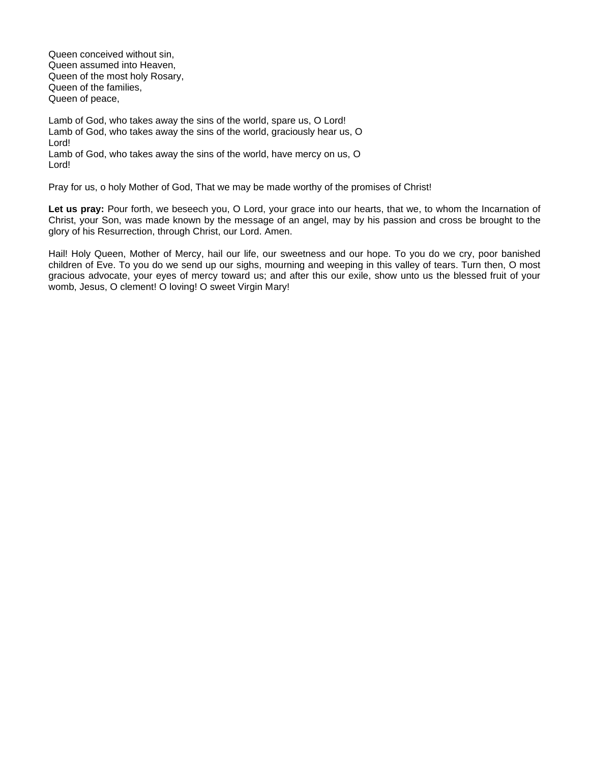Queen conceived without sin,
Queen assumed into Heaven,
Queen of the most holy Rosary,
Queen of the families,
Queen of peace,

Lamb of God, who takes away the sins of the world, spare us, O Lord!
Lamb of God, who takes away the sins of the world, graciously hear us, O Lord!
Lamb of God, who takes away the sins of the world, have mercy on us, O Lord!

Pray for us, o holy Mother of God, That we may be made worthy of the promises of Christ!

**Let us pray:** Pour forth, we beseech you, O Lord, your grace into our hearts, that we, to whom the Incarnation of Christ, your Son, was made known by the message of an angel, may by his passion and cross be brought to the glory of his Resurrection, through Christ, our Lord. Amen.

Hail! Holy Queen, Mother of Mercy, hail our life, our sweetness and our hope. To you do we cry, poor banished children of Eve. To you do we send up our sighs, mourning and weeping in this valley of tears. Turn then, O most gracious advocate, your eyes of mercy toward us; and after this our exile, show unto us the blessed fruit of your womb, Jesus, O clement! O loving! O sweet Virgin Mary!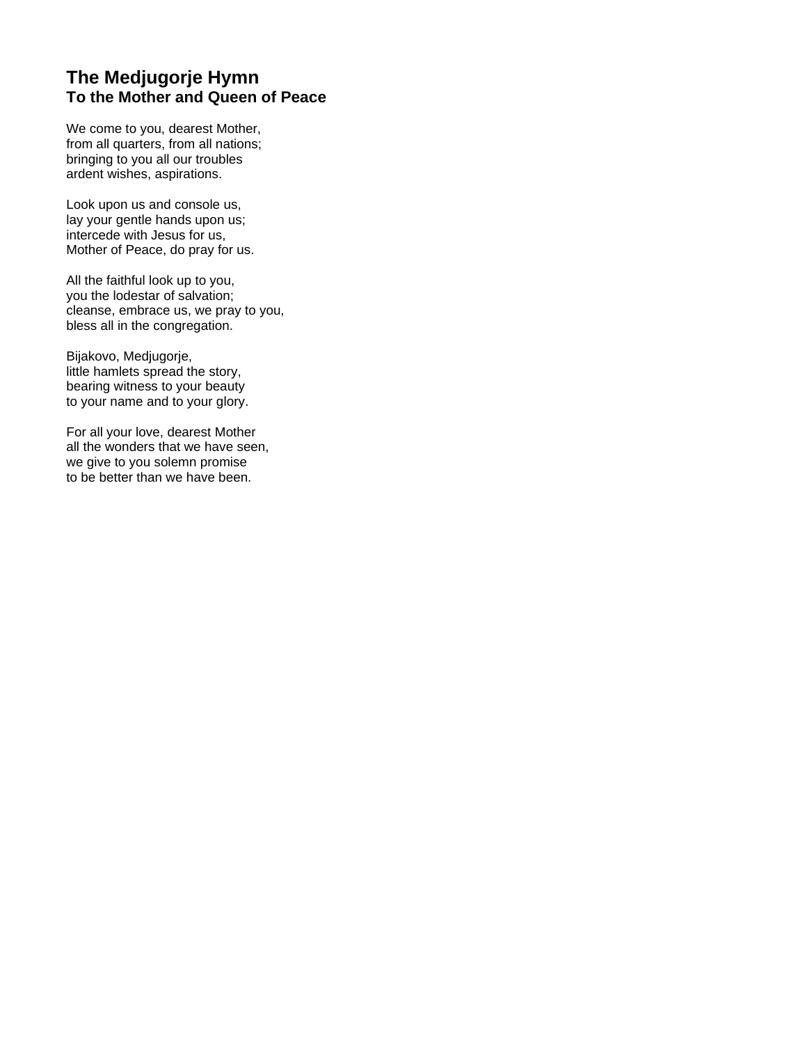# The Medjugorje Hymn
## To the Mother and Queen of Peace

We come to you, dearest Mother,
from all quarters, from all nations;
bringing to you all our troubles
ardent wishes, aspirations.

Look upon us and console us,
lay your gentle hands upon us;
intercede with Jesus for us,
Mother of Peace, do pray for us.

All the faithful look up to you,
you the lodestar of salvation;
cleanse, embrace us, we pray to you,
bless all in the congregation.

Bijakovo, Medjugorje,
little hamlets spread the story,
bearing witness to your beauty
to your name and to your glory.

For all your love, dearest Mother
all the wonders that we have seen,
we give to you solemn promise
to be better than we have been.